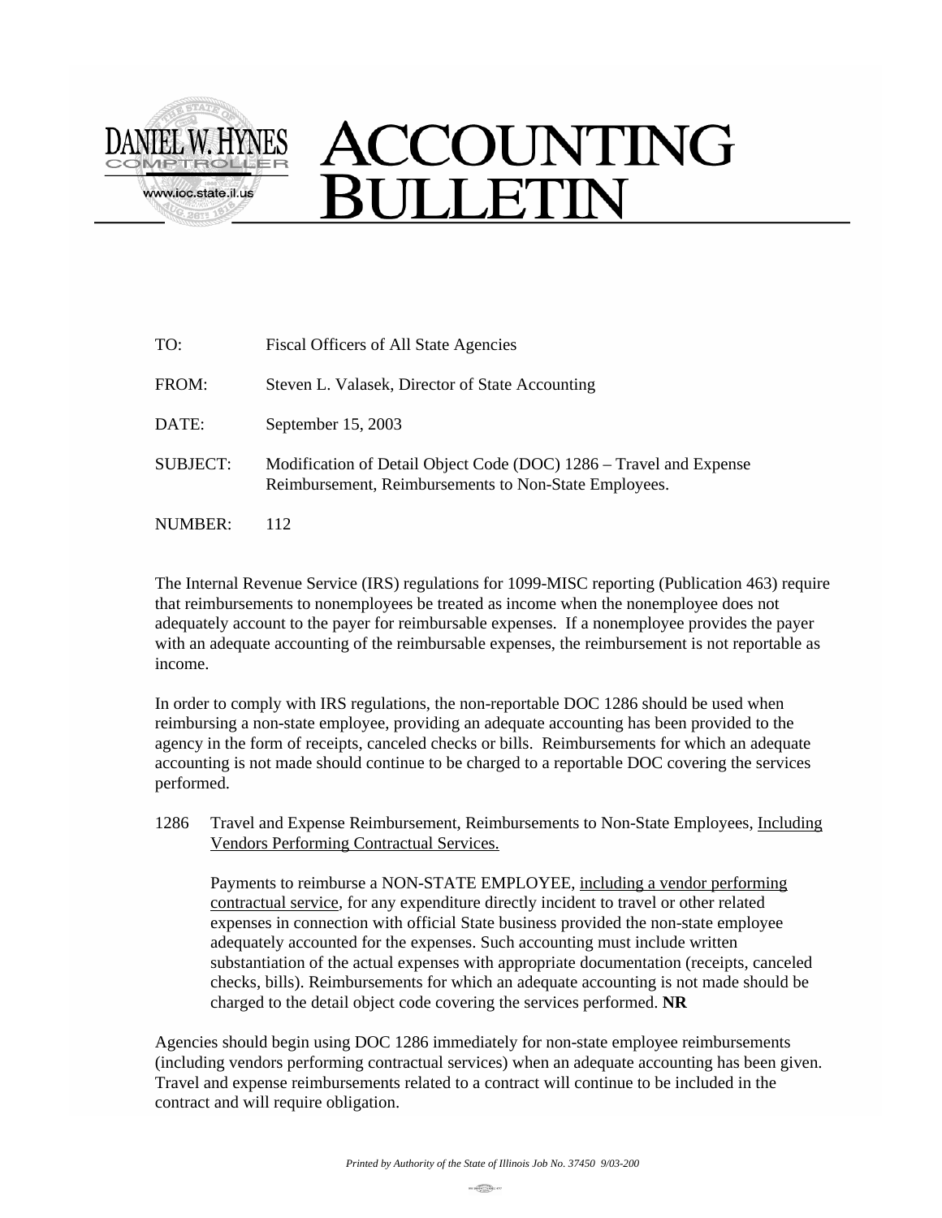DANIEL W. HYNES
COMPTROLLER
www.ioc.state.il.us

# ACCOUNTING BULLETIN

TO: Fiscal Officers of All State Agencies

FROM: Steven L. Valasek, Director of State Accounting

DATE: September 15, 2003

SUBJECT: Modification of Detail Object Code (DOC) 1286 – Travel and Expense Reimbursement, Reimbursements to Non-State Employees.

NUMBER: 112

The Internal Revenue Service (IRS) regulations for 1099-MISC reporting (Publication 463) require that reimbursements to nonemployees be treated as income when the nonemployee does not adequately account to the payer for reimbursable expenses. If a nonemployee provides the payer with an adequate accounting of the reimbursable expenses, the reimbursement is not reportable as income.

In order to comply with IRS regulations, the non-reportable DOC 1286 should be used when reimbursing a non-state employee, providing an adequate accounting has been provided to the agency in the form of receipts, canceled checks or bills. Reimbursements for which an adequate accounting is not made should continue to be charged to a reportable DOC covering the services performed.

1286 Travel and Expense Reimbursement, Reimbursements to Non-State Employees, <u>Including Vendors Performing Contractual Services.</u>

Payments to reimburse a NON-STATE EMPLOYEE, <u>including a vendor performing contractual service</u>, for any expenditure directly incident to travel or other related expenses in connection with official State business provided the non-state employee adequately accounted for the expenses. Such accounting must include written substantiation of the actual expenses with appropriate documentation (receipts, canceled checks, bills). Reimbursements for which an adequate accounting is not made should be charged to the detail object code covering the services performed. **NR**

Agencies should begin using DOC 1286 immediately for non-state employee reimbursements (including vendors performing contractual services) when an adequate accounting has been given. Travel and expense reimbursements related to a contract will continue to be included in the contract and will require obligation.

*Printed by Authority of the State of Illinois Job No. 37450 9/03-200*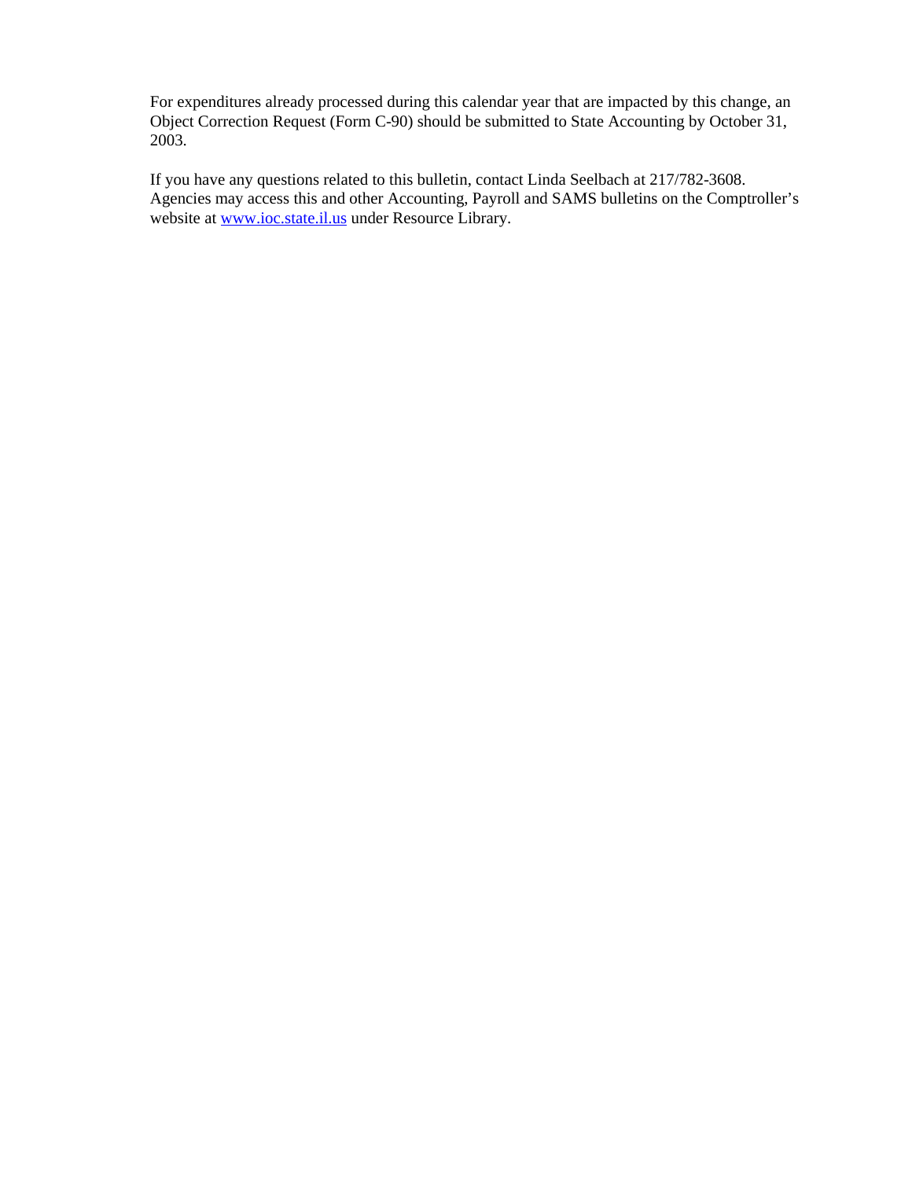For expenditures already processed during this calendar year that are impacted by this change, an Object Correction Request (Form C-90) should be submitted to State Accounting by October 31, 2003.

If you have any questions related to this bulletin, contact Linda Seelbach at 217/782-3608. Agencies may access this and other Accounting, Payroll and SAMS bulletins on the Comptroller's website at [www.ioc.state.il.us](http://www.ioc.state.il.us) under Resource Library.